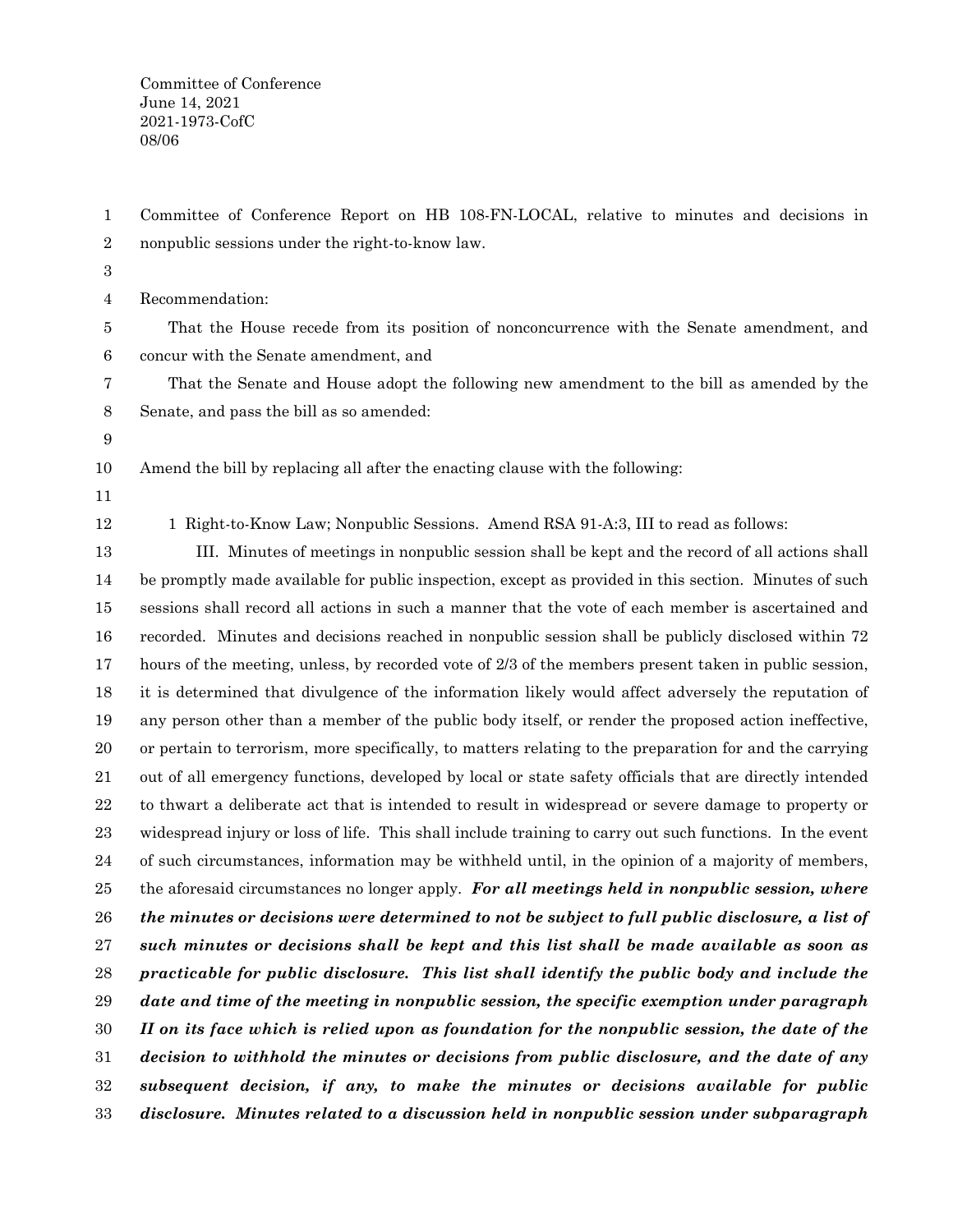Committee of Conference
June 14, 2021
2021-1973-CofC
08/06

Committee of Conference Report on HB 108-FN-LOCAL, relative to minutes and decisions in nonpublic sessions under the right-to-know law.

Recommendation:

That the House recede from its position of nonconcurrence with the Senate amendment, and concur with the Senate amendment, and

That the Senate and House adopt the following new amendment to the bill as amended by the Senate, and pass the bill as so amended:

Amend the bill by replacing all after the enacting clause with the following:

1 Right-to-Know Law; Nonpublic Sessions. Amend RSA 91-A:3, III to read as follows:

III. Minutes of meetings in nonpublic session shall be kept and the record of all actions shall be promptly made available for public inspection, except as provided in this section. Minutes of such sessions shall record all actions in such a manner that the vote of each member is ascertained and recorded. Minutes and decisions reached in nonpublic session shall be publicly disclosed within 72 hours of the meeting, unless, by recorded vote of 2/3 of the members present taken in public session, it is determined that divulgence of the information likely would affect adversely the reputation of any person other than a member of the public body itself, or render the proposed action ineffective, or pertain to terrorism, more specifically, to matters relating to the preparation for and the carrying out of all emergency functions, developed by local or state safety officials that are directly intended to thwart a deliberate act that is intended to result in widespread or severe damage to property or widespread injury or loss of life. This shall include training to carry out such functions. In the event of such circumstances, information may be withheld until, in the opinion of a majority of members, the aforesaid circumstances no longer apply. ***For all meetings held in nonpublic session, where the minutes or decisions were determined to not be subject to full public disclosure, a list of such minutes or decisions shall be kept and this list shall be made available as soon as practicable for public disclosure. This list shall identify the public body and include the date and time of the meeting in nonpublic session, the specific exemption under paragraph II on its face which is relied upon as foundation for the nonpublic session, the date of the decision to withhold the minutes or decisions from public disclosure, and the date of any subsequent decision, if any, to make the minutes or decisions available for public disclosure. Minutes related to a discussion held in nonpublic session under subparagraph***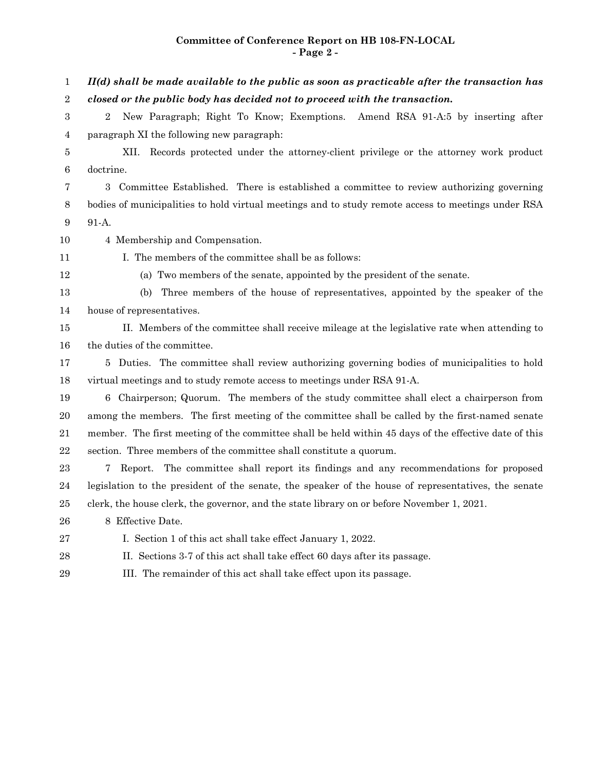***II(d) shall be made available to the public as soon as practicable after the transaction has closed or the public body has decided not to proceed with the transaction.***

2 New Paragraph; Right To Know; Exemptions. Amend RSA 91-A:5 by inserting after paragraph XI the following new paragraph:

XII. Records protected under the attorney-client privilege or the attorney work product doctrine.

3 Committee Established. There is established a committee to review authorizing governing bodies of municipalities to hold virtual meetings and to study remote access to meetings under RSA 91-A.

4 Membership and Compensation.

I. The members of the committee shall be as follows:

(a) Two members of the senate, appointed by the president of the senate.

(b) Three members of the house of representatives, appointed by the speaker of the house of representatives.

II. Members of the committee shall receive mileage at the legislative rate when attending to the duties of the committee.

5 Duties. The committee shall review authorizing governing bodies of municipalities to hold virtual meetings and to study remote access to meetings under RSA 91-A.

6 Chairperson; Quorum. The members of the study committee shall elect a chairperson from among the members. The first meeting of the committee shall be called by the first-named senate member. The first meeting of the committee shall be held within 45 days of the effective date of this section. Three members of the committee shall constitute a quorum.

7 Report. The committee shall report its findings and any recommendations for proposed legislation to the president of the senate, the speaker of the house of representatives, the senate clerk, the house clerk, the governor, and the state library on or before November 1, 2021.

8 Effective Date.

I. Section 1 of this act shall take effect January 1, 2022.

II. Sections 3-7 of this act shall take effect 60 days after its passage.

III. The remainder of this act shall take effect upon its passage.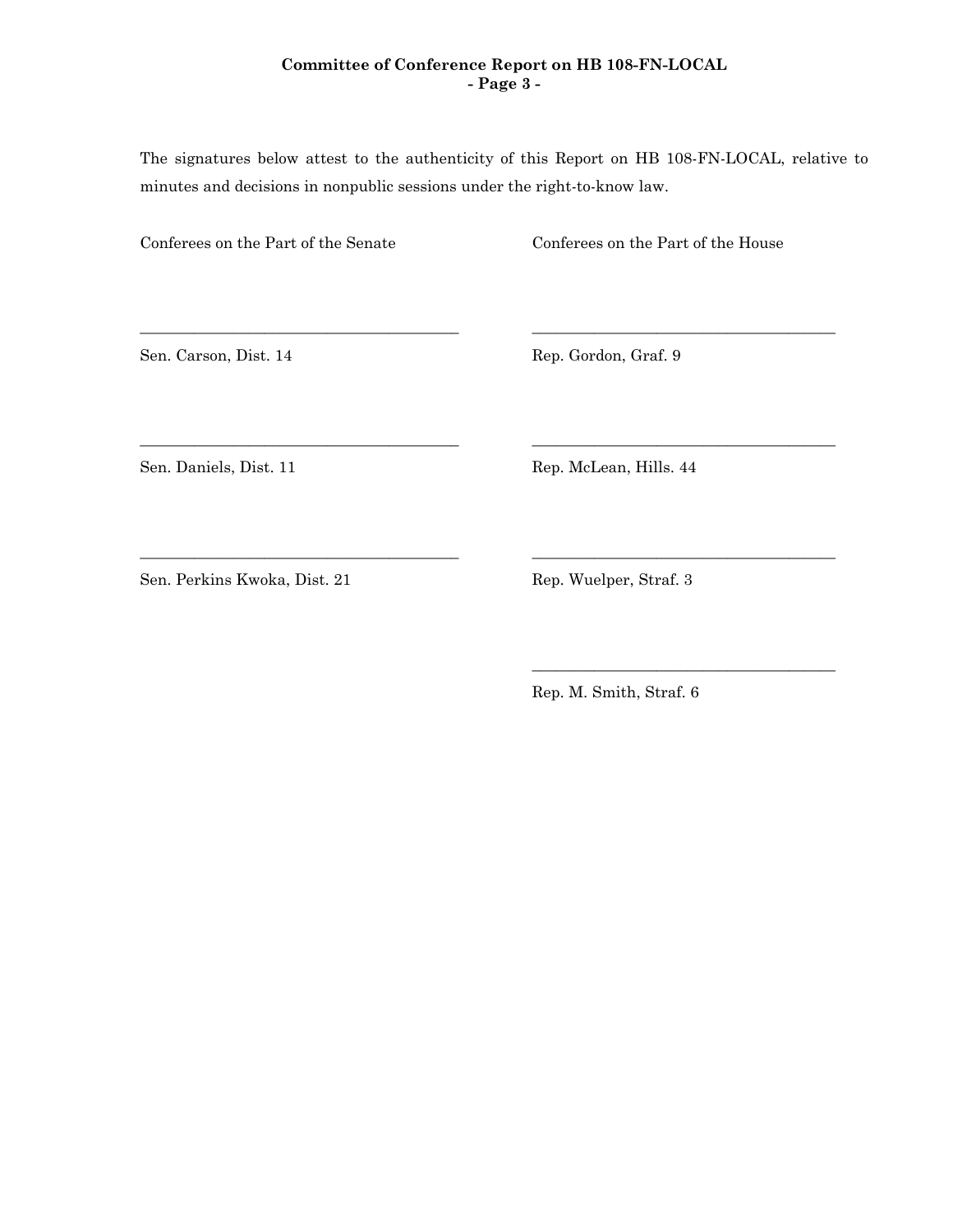The signatures below attest to the authenticity of this Report on HB 108-FN-LOCAL, relative to minutes and decisions in nonpublic sessions under the right-to-know law.

| Conferees on the Part of the Senate | Conferees on the Part of the House |
| --- | --- |
| ______________________________ | ______________________________ |
| Sen. Carson, Dist. 14 | Rep. Gordon, Graf. 9 |
| ______________________________ | ______________________________ |
| Sen. Daniels, Dist. 11 | Rep. McLean, Hills. 44 |
| ______________________________ | ______________________________ |
| Sen. Perkins Kwoka, Dist. 21 | Rep. Wuelper, Straf. 3 |
| | ______________________________ |
| | Rep. M. Smith, Straf. 6 |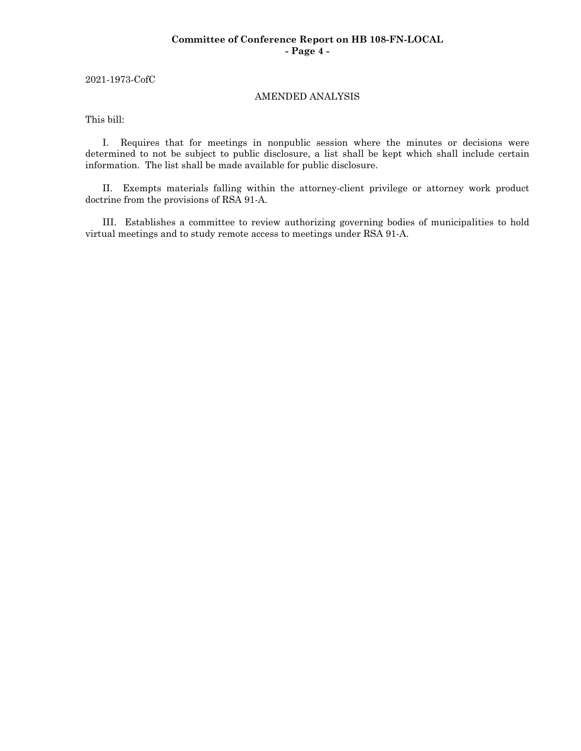2021-1973-CofC

## AMENDED ANALYSIS

This bill:

I. Requires that for meetings in nonpublic session where the minutes or decisions were determined to not be subject to public disclosure, a list shall be kept which shall include certain information. The list shall be made available for public disclosure.

II. Exempts materials falling within the attorney-client privilege or attorney work product doctrine from the provisions of RSA 91-A.

III. Establishes a committee to review authorizing governing bodies of municipalities to hold virtual meetings and to study remote access to meetings under RSA 91-A.